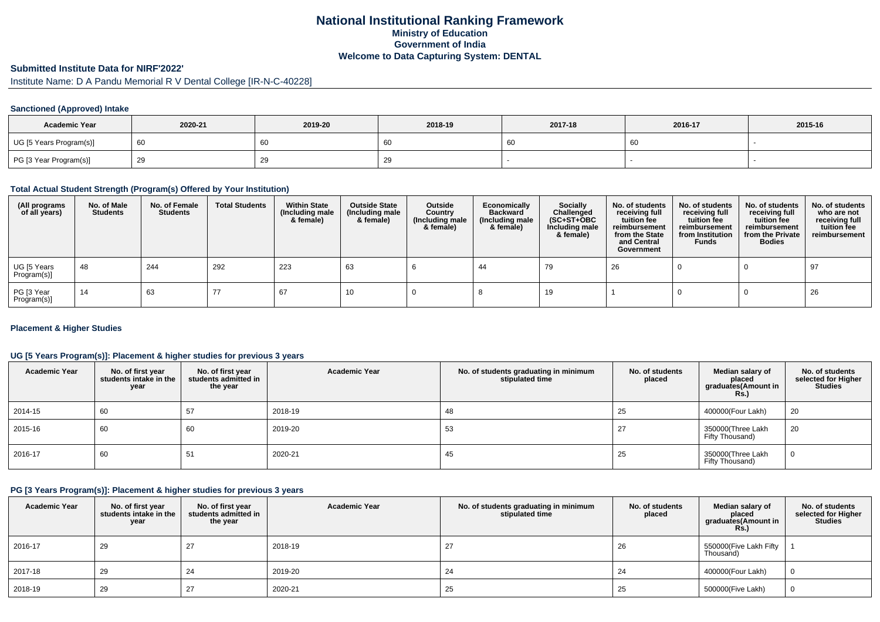# National Institutional Ranking Framework

## Ministry of Education

## Government of India

## Welcome to Data Capturing System: DENTAL

### Submitted Institute Data for NIRF'2022'

Institute Name: D A Pandu Memorial R V Dental College [IR-N-C-40228]

#### Sanctioned (Approved) Intake

| Academic Year | 2020-21 | 2019-20 | 2018-19 | 2017-18 | 2016-17 | 2015-16 |
|---|---|---|---|---|---|---|
| UG [5 Years Program(s)] | 60 | 60 | 60 | 60 | 60 | - |
| PG [3 Year Program(s)] | 29 | 29 | 29 | - | - | - |

#### Total Actual Student Strength (Program(s) Offered by Your Institution)

| (All programs of all years) | No. of Male Students | No. of Female Students | Total Students | Within State (Including male & female) | Outside State (Including male & female) | Outside Country (Including male & female) | Economically Backward (Including male & female) | Socially Challenged (SC+ST+OBC Including male & female) | No. of students receiving full tuition fee reimbursement from the State and Central Government | No. of students receiving full tuition fee reimbursement from Institution Funds | No. of students receiving full tuition fee reimbursement from the Private Bodies | No. of students who are not receiving full tuition fee reimbursement |
|---|---|---|---|---|---|---|---|---|---|---|---|---|
| UG [5 Years Program(s)] | 48 | 244 | 292 | 223 | 63 | 6 | 44 | 79 | 26 | 0 | 0 | 97 |
| PG [3 Year Program(s)] | 14 | 63 | 77 | 67 | 10 | 0 | 8 | 19 | 1 | 0 | 0 | 26 |

#### Placement & Higher Studies

#### UG [5 Years Program(s)]: Placement & higher studies for previous 3 years

| Academic Year | No. of first year students intake in the year | No. of first year students admitted in the year | Academic Year | No. of students graduating in minimum stipulated time | No. of students placed | Median salary of placed graduates(Amount in Rs.) | No. of students selected for Higher Studies |
|---|---|---|---|---|---|---|---|
| 2014-15 | 60 | 57 | 2018-19 | 48 | 25 | 400000(Four Lakh) | 20 |
| 2015-16 | 60 | 60 | 2019-20 | 53 | 27 | 350000(Three Lakh Fifty Thousand) | 20 |
| 2016-17 | 60 | 51 | 2020-21 | 45 | 25 | 350000(Three Lakh Fifty Thousand) | 0 |

#### PG [3 Years Program(s)]: Placement & higher studies for previous 3 years

| Academic Year | No. of first year students intake in the year | No. of first year students admitted in the year | Academic Year | No. of students graduating in minimum stipulated time | No. of students placed | Median salary of placed graduates(Amount in Rs.) | No. of students selected for Higher Studies |
|---|---|---|---|---|---|---|---|
| 2016-17 | 29 | 27 | 2018-19 | 27 | 26 | 550000(Five Lakh Fifty Thousand) | 1 |
| 2017-18 | 29 | 24 | 2019-20 | 24 | 24 | 400000(Four Lakh) | 0 |
| 2018-19 | 29 | 27 | 2020-21 | 25 | 25 | 500000(Five Lakh) | 0 |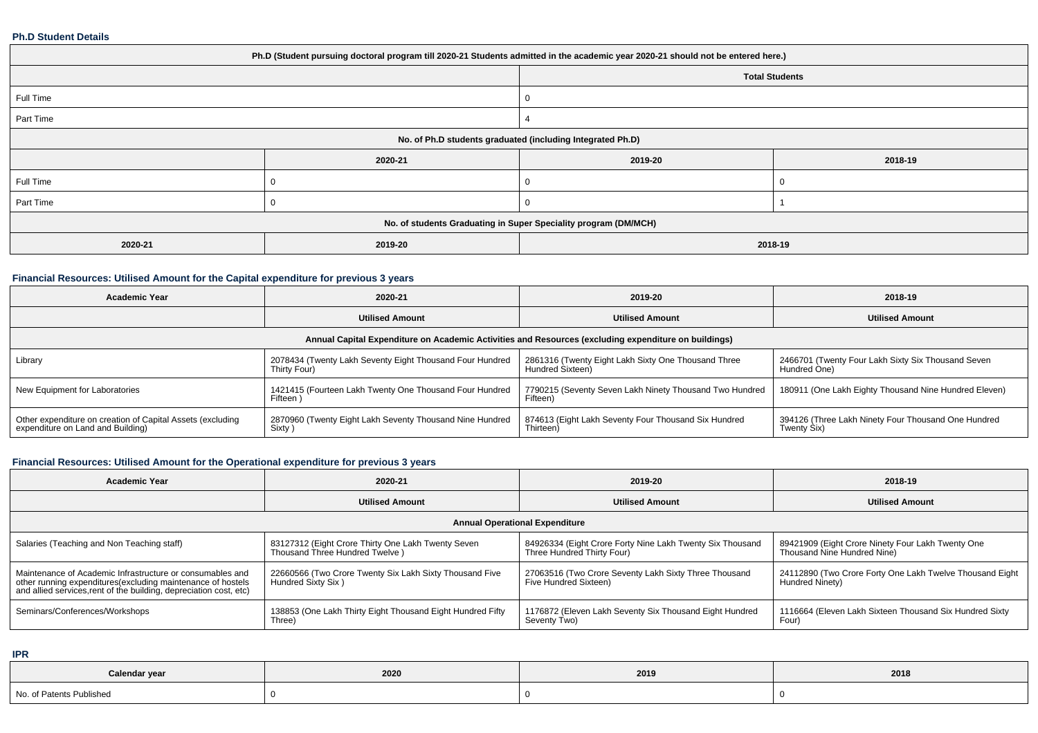### Ph.D Student Details

| Ph.D (Student pursuing doctoral program till 2020-21 Students admitted in the academic year 2020-21 should not be entered here.) | | | |
|---|---|---|---|
| | | Total Students | |
| Full Time | | 0 | |
| Part Time | | 4 | |
| No. of Ph.D students graduated (including Integrated Ph.D) | | | |
| | 2020-21 | 2019-20 | 2018-19 |
| Full Time | 0 | 0 | 0 |
| Part Time | 0 | 0 | 1 |
| No. of students Graduating in Super Speciality program (DM/MCH) | | | |
| 2020-21 | 2019-20 | 2018-19 | |

### Financial Resources: Utilised Amount for the Capital expenditure for previous 3 years

| Academic Year | 2020-21 | 2019-20 | 2018-19 |
|---|---|---|---|
| | Utilised Amount | Utilised Amount | Utilised Amount |
| Annual Capital Expenditure on Academic Activities and Resources (excluding expenditure on buildings) | | | |
| Library | 2078434 (Twenty Lakh Seventy Eight Thousand Four Hundred Thirty Four) | 2861316 (Twenty Eight Lakh Sixty One Thousand Three Hundred Sixteen) | 2466701 (Twenty Four Lakh Sixty Six Thousand Seven Hundred One) |
| New Equipment for Laboratories | 1421415 (Fourteen Lakh Twenty One Thousand Four Hundred Fifteen ) | 7790215 (Seventy Seven Lakh Ninety Thousand Two Hundred Fifteen) | 180911 (One Lakh Eighty Thousand Nine Hundred Eleven) |
| Other expenditure on creation of Capital Assets (excluding expenditure on Land and Building) | 2870960 (Twenty Eight Lakh Seventy Thousand Nine Hundred Sixty ) | 874613 (Eight Lakh Seventy Four Thousand Six Hundred Thirteen) | 394126 (Three Lakh Ninety Four Thousand One Hundred Twenty Six) |

### Financial Resources: Utilised Amount for the Operational expenditure for previous 3 years

| Academic Year | 2020-21 | 2019-20 | 2018-19 |
|---|---|---|---|
| | Utilised Amount | Utilised Amount | Utilised Amount |
| Annual Operational Expenditure | | | |
| Salaries (Teaching and Non Teaching staff) | 83127312 (Eight Crore Thirty One Lakh Twenty Seven Thousand Three Hundred Twelve ) | 84926334 (Eight Crore Forty Nine Lakh Twenty Six Thousand Three Hundred Thirty Four) | 89421909 (Eight Crore Ninety Four Lakh Twenty One Thousand Nine Hundred Nine) |
| Maintenance of Academic Infrastructure or consumables and other running expenditures(excluding maintenance of hostels and allied services,rent of the building, depreciation cost, etc) | 22660566 (Two Crore Twenty Six Lakh Sixty Thousand Five Hundred Sixty Six ) | 27063516 (Two Crore Seventy Lakh Sixty Three Thousand Five Hundred Sixteen) | 24112890 (Two Crore Forty One Lakh Twelve Thousand Eight Hundred Ninety) |
| Seminars/Conferences/Workshops | 138853 (One Lakh Thirty Eight Thousand Eight Hundred Fifty Three) | 1176872 (Eleven Lakh Seventy Six Thousand Eight Hundred Seventy Two) | 1116664 (Eleven Lakh Sixteen Thousand Six Hundred Sixty Four) |

### IPR

| Calendar year | 2020 | 2019 | 2018 |
|---|---|---|---|
| No. of Patents Published | 0 | 0 | 0 |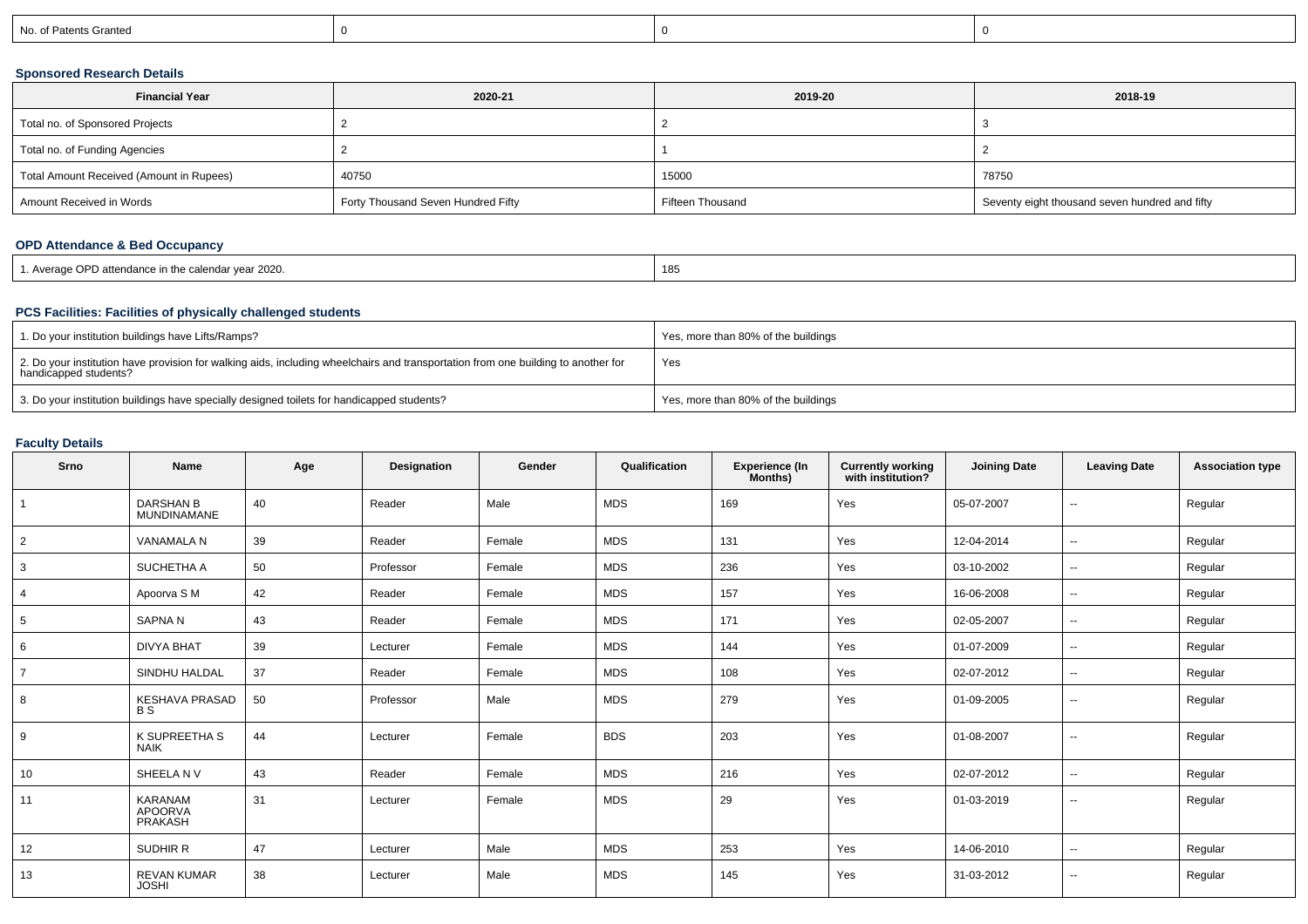| No. of Patents Granted | 0 | 0 | 0 |
|---|---|---|---|

### Sponsored Research Details

| Financial Year | 2020-21 | 2019-20 | 2018-19 |
|---|---|---|---|
| Total no. of Sponsored Projects | 2 | 2 | 3 |
| Total no. of Funding Agencies | 2 | 1 | 2 |
| Total Amount Received (Amount in Rupees) | 40750 | 15000 | 78750 |
| Amount Received in Words | Forty Thousand Seven Hundred Fifty | Fifteen Thousand | Seventy eight thousand seven hundred and fifty |

### OPD Attendance & Bed Occupancy

| 1. Average OPD attendance in the calendar year 2020. | 185 |
|---|---|

### PCS Facilities: Facilities of physically challenged students

| 1. Do your institution buildings have Lifts/Ramps? | Yes, more than 80% of the buildings |
|---|---|
| 2. Do your institution have provision for walking aids, including wheelchairs and transportation from one building to another for handicapped students? | Yes |
| 3. Do your institution buildings have specially designed toilets for handicapped students? | Yes, more than 80% of the buildings |

### Faculty Details

| Srno | Name | Age | Designation | Gender | Qualification | Experience (In Months) | Currently working with institution? | Joining Date | Leaving Date | Association type |
|---|---|---|---|---|---|---|---|---|---|---|
| 1 | DARSHAN B MUNDINAMANE | 40 | Reader | Male | MDS | 169 | Yes | 05-07-2007 | -- | Regular |
| 2 | VANAMALA N | 39 | Reader | Female | MDS | 131 | Yes | 12-04-2014 | -- | Regular |
| 3 | SUCHETHA A | 50 | Professor | Female | MDS | 236 | Yes | 03-10-2002 | -- | Regular |
| 4 | Apoorva S M | 42 | Reader | Female | MDS | 157 | Yes | 16-06-2008 | -- | Regular |
| 5 | SAPNA N | 43 | Reader | Female | MDS | 171 | Yes | 02-05-2007 | -- | Regular |
| 6 | DIVYA BHAT | 39 | Lecturer | Female | MDS | 144 | Yes | 01-07-2009 | -- | Regular |
| 7 | SINDHU HALDAL | 37 | Reader | Female | MDS | 108 | Yes | 02-07-2012 | -- | Regular |
| 8 | KESHAVA PRASAD B S | 50 | Professor | Male | MDS | 279 | Yes | 01-09-2005 | -- | Regular |
| 9 | K SUPREETHA S NAIK | 44 | Lecturer | Female | BDS | 203 | Yes | 01-08-2007 | -- | Regular |
| 10 | SHEELA N V | 43 | Reader | Female | MDS | 216 | Yes | 02-07-2012 | -- | Regular |
| 11 | KARANAM APOORVA PRAKASH | 31 | Lecturer | Female | MDS | 29 | Yes | 01-03-2019 | -- | Regular |
| 12 | SUDHIR R | 47 | Lecturer | Male | MDS | 253 | Yes | 14-06-2010 | -- | Regular |
| 13 | REVAN KUMAR JOSHI | 38 | Lecturer | Male | MDS | 145 | Yes | 31-03-2012 | -- | Regular |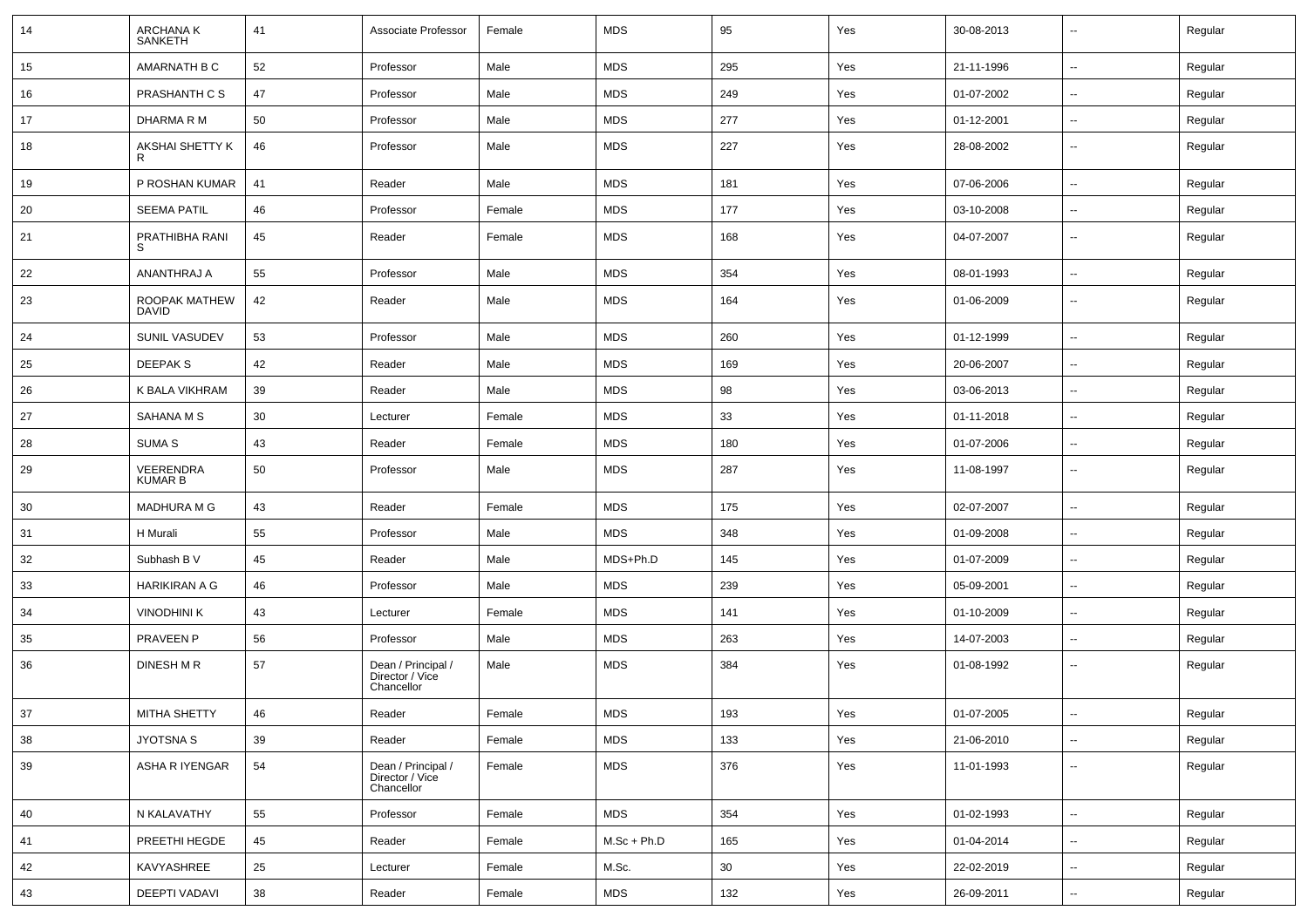| 14 | ARCHANA K SANKETH | 41 | Associate Professor | Female | MDS | 95 | Yes | 30-08-2013 | -- | Regular |
|---|---|---|---|---|---|---|---|---|---|---|
| 15 | AMARNATH B C | 52 | Professor | Male | MDS | 295 | Yes | 21-11-1996 | -- | Regular |
| 16 | PRASHANTH C S | 47 | Professor | Male | MDS | 249 | Yes | 01-07-2002 | -- | Regular |
| 17 | DHARMA R M | 50 | Professor | Male | MDS | 277 | Yes | 01-12-2001 | -- | Regular |
| 18 | AKSHAI SHETTY K R | 46 | Professor | Male | MDS | 227 | Yes | 28-08-2002 | -- | Regular |
| 19 | P ROSHAN KUMAR | 41 | Reader | Male | MDS | 181 | Yes | 07-06-2006 | -- | Regular |
| 20 | SEEMA PATIL | 46 | Professor | Female | MDS | 177 | Yes | 03-10-2008 | -- | Regular |
| 21 | PRATHIBHA RANI S | 45 | Reader | Female | MDS | 168 | Yes | 04-07-2007 | -- | Regular |
| 22 | ANANTHRAJ A | 55 | Professor | Male | MDS | 354 | Yes | 08-01-1993 | -- | Regular |
| 23 | ROOPAK MATHEW DAVID | 42 | Reader | Male | MDS | 164 | Yes | 01-06-2009 | -- | Regular |
| 24 | SUNIL VASUDEV | 53 | Professor | Male | MDS | 260 | Yes | 01-12-1999 | -- | Regular |
| 25 | DEEPAK S | 42 | Reader | Male | MDS | 169 | Yes | 20-06-2007 | -- | Regular |
| 26 | K BALA VIKHRAM | 39 | Reader | Male | MDS | 98 | Yes | 03-06-2013 | -- | Regular |
| 27 | SAHANA M S | 30 | Lecturer | Female | MDS | 33 | Yes | 01-11-2018 | -- | Regular |
| 28 | SUMA S | 43 | Reader | Female | MDS | 180 | Yes | 01-07-2006 | -- | Regular |
| 29 | VEERENDRA KUMAR B | 50 | Professor | Male | MDS | 287 | Yes | 11-08-1997 | -- | Regular |
| 30 | MADHURA M G | 43 | Reader | Female | MDS | 175 | Yes | 02-07-2007 | -- | Regular |
| 31 | H Murali | 55 | Professor | Male | MDS | 348 | Yes | 01-09-2008 | -- | Regular |
| 32 | Subhash B V | 45 | Reader | Male | MDS+Ph.D | 145 | Yes | 01-07-2009 | -- | Regular |
| 33 | HARIKIRAN A G | 46 | Professor | Male | MDS | 239 | Yes | 05-09-2001 | -- | Regular |
| 34 | VINODHINI K | 43 | Lecturer | Female | MDS | 141 | Yes | 01-10-2009 | -- | Regular |
| 35 | PRAVEEN P | 56 | Professor | Male | MDS | 263 | Yes | 14-07-2003 | -- | Regular |
| 36 | DINESH M R | 57 | Dean / Principal / Director / Vice Chancellor | Male | MDS | 384 | Yes | 01-08-1992 | -- | Regular |
| 37 | MITHA SHETTY | 46 | Reader | Female | MDS | 193 | Yes | 01-07-2005 | -- | Regular |
| 38 | JYOTSNA S | 39 | Reader | Female | MDS | 133 | Yes | 21-06-2010 | -- | Regular |
| 39 | ASHA R IYENGAR | 54 | Dean / Principal / Director / Vice Chancellor | Female | MDS | 376 | Yes | 11-01-1993 | -- | Regular |
| 40 | N KALAVATHY | 55 | Professor | Female | MDS | 354 | Yes | 01-02-1993 | -- | Regular |
| 41 | PREETHI HEGDE | 45 | Reader | Female | M.Sc + Ph.D | 165 | Yes | 01-04-2014 | -- | Regular |
| 42 | KAVYASHREE | 25 | Lecturer | Female | M.Sc. | 30 | Yes | 22-02-2019 | -- | Regular |
| 43 | DEEPTI VADAVI | 38 | Reader | Female | MDS | 132 | Yes | 26-09-2011 | -- | Regular |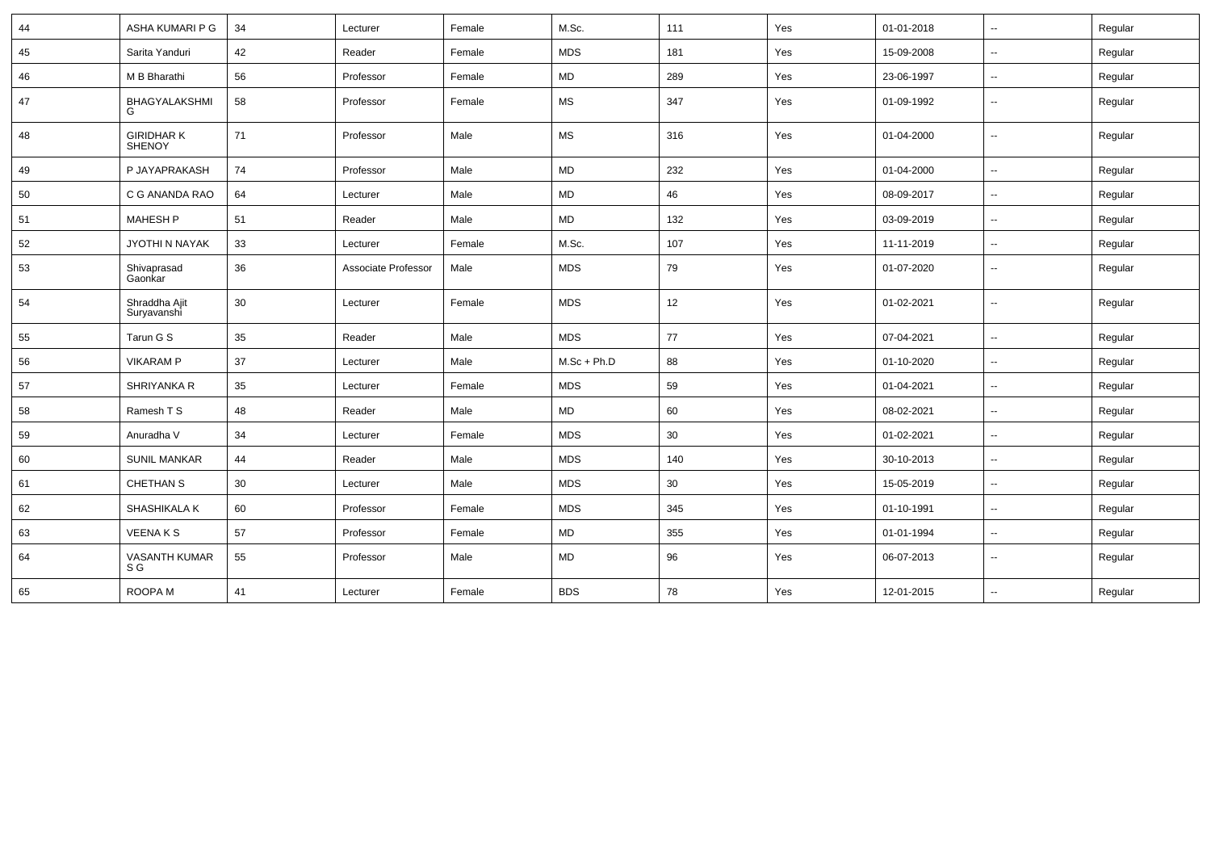| | | | | | | | | | | |
|---|---|---|---|---|---|---|---|---|---|---|
| 44 | ASHA KUMARI P G | 34 | Lecturer | Female | M.Sc. | 111 | Yes | 01-01-2018 | -- | Regular |
| 45 | Sarita Yanduri | 42 | Reader | Female | MDS | 181 | Yes | 15-09-2008 | -- | Regular |
| 46 | M B Bharathi | 56 | Professor | Female | MD | 289 | Yes | 23-06-1997 | -- | Regular |
| 47 | BHAGYALAKSHMI G | 58 | Professor | Female | MS | 347 | Yes | 01-09-1992 | -- | Regular |
| 48 | GIRIDHAR K SHENOY | 71 | Professor | Male | MS | 316 | Yes | 01-04-2000 | -- | Regular |
| 49 | P JAYAPRAKASH | 74 | Professor | Male | MD | 232 | Yes | 01-04-2000 | -- | Regular |
| 50 | C G ANANDA RAO | 64 | Lecturer | Male | MD | 46 | Yes | 08-09-2017 | -- | Regular |
| 51 | MAHESH P | 51 | Reader | Male | MD | 132 | Yes | 03-09-2019 | -- | Regular |
| 52 | JYOTHI N NAYAK | 33 | Lecturer | Female | M.Sc. | 107 | Yes | 11-11-2019 | -- | Regular |
| 53 | Shivaprasad Gaonkar | 36 | Associate Professor | Male | MDS | 79 | Yes | 01-07-2020 | -- | Regular |
| 54 | Shraddha Ajit Suryavanshi | 30 | Lecturer | Female | MDS | 12 | Yes | 01-02-2021 | -- | Regular |
| 55 | Tarun G S | 35 | Reader | Male | MDS | 77 | Yes | 07-04-2021 | -- | Regular |
| 56 | VIKARAM P | 37 | Lecturer | Male | M.Sc + Ph.D | 88 | Yes | 01-10-2020 | -- | Regular |
| 57 | SHRIYANKA R | 35 | Lecturer | Female | MDS | 59 | Yes | 01-04-2021 | -- | Regular |
| 58 | Ramesh T S | 48 | Reader | Male | MD | 60 | Yes | 08-02-2021 | -- | Regular |
| 59 | Anuradha V | 34 | Lecturer | Female | MDS | 30 | Yes | 01-02-2021 | -- | Regular |
| 60 | SUNIL MANKAR | 44 | Reader | Male | MDS | 140 | Yes | 30-10-2013 | -- | Regular |
| 61 | CHETHAN S | 30 | Lecturer | Male | MDS | 30 | Yes | 15-05-2019 | -- | Regular |
| 62 | SHASHIKALA K | 60 | Professor | Female | MDS | 345 | Yes | 01-10-1991 | -- | Regular |
| 63 | VEENA K S | 57 | Professor | Female | MD | 355 | Yes | 01-01-1994 | -- | Regular |
| 64 | VASANTH KUMAR S G | 55 | Professor | Male | MD | 96 | Yes | 06-07-2013 | -- | Regular |
| 65 | ROOPA M | 41 | Lecturer | Female | BDS | 78 | Yes | 12-01-2015 | -- | Regular |